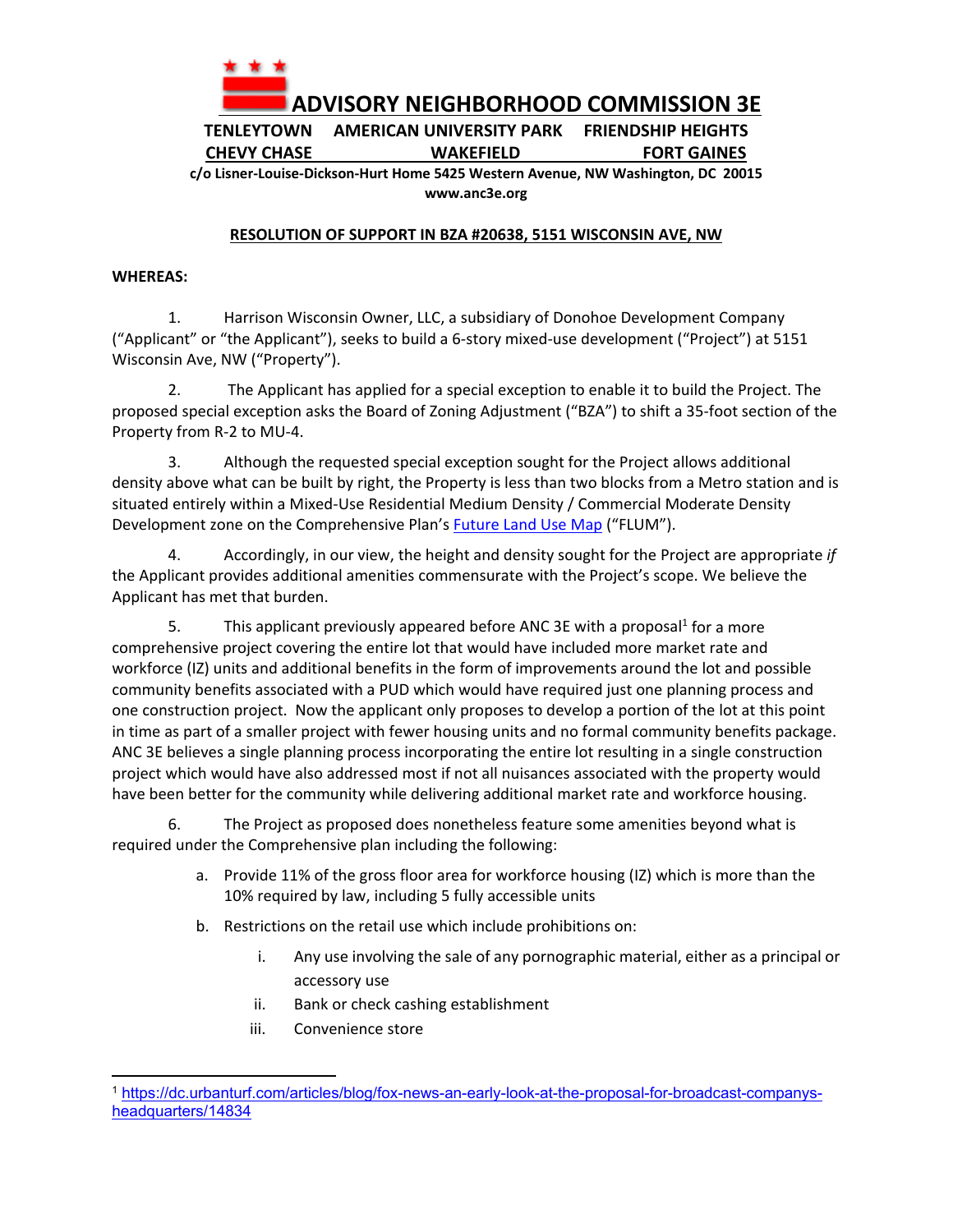# ADVISORY NEIGHBORHOOD COMMISSION 3E

**TENLEYTOWN AMERICAN UNIVERSITY PARK FRIENDSHIP HEIGHTS**
**CHEVY CHASE WAKEFIELD FORT GAINES**

**c/o Lisner-Louise-Dickson-Hurt Home 5425 Western Avenue, NW Washington, DC 20015**
**www.anc3e.org**

## RESOLUTION OF SUPPORT IN BZA #20638, 5151 WISCONSIN AVE, NW

**WHEREAS:**

1. Harrison Wisconsin Owner, LLC, a subsidiary of Donohoe Development Company ("Applicant" or "the Applicant"), seeks to build a 6-story mixed-use development ("Project") at 5151 Wisconsin Ave, NW ("Property").

2. The Applicant has applied for a special exception to enable it to build the Project. The proposed special exception asks the Board of Zoning Adjustment ("BZA") to shift a 35-foot section of the Property from R-2 to MU-4.

3. Although the requested special exception sought for the Project allows additional density above what can be built by right, the Property is less than two blocks from a Metro station and is situated entirely within a Mixed-Use Residential Medium Density / Commercial Moderate Density Development zone on the Comprehensive Plan's Future Land Use Map ("FLUM").

4. Accordingly, in our view, the height and density sought for the Project are appropriate *if* the Applicant provides additional amenities commensurate with the Project's scope. We believe the Applicant has met that burden.

5. This applicant previously appeared before ANC 3E with a proposal[1] for a more comprehensive project covering the entire lot that would have included more market rate and workforce (IZ) units and additional benefits in the form of improvements around the lot and possible community benefits associated with a PUD which would have required just one planning process and one construction project. Now the applicant only proposes to develop a portion of the lot at this point in time as part of a smaller project with fewer housing units and no formal community benefits package. ANC 3E believes a single planning process incorporating the entire lot resulting in a single construction project which would have also addressed most if not all nuisances associated with the property would have been better for the community while delivering additional market rate and workforce housing.

6. The Project as proposed does nonetheless feature some amenities beyond what is required under the Comprehensive plan including the following:

   a. Provide 11% of the gross floor area for workforce housing (IZ) which is more than the 10% required by law, including 5 fully accessible units

   b. Restrictions on the retail use which include prohibitions on:

      i. Any use involving the sale of any pornographic material, either as a principal or accessory use

      ii. Bank or check cashing establishment

      iii. Convenience store

---

[1] https://dc.urbanturf.com/articles/blog/fox-news-an-early-look-at-the-proposal-for-broadcast-companys-headquarters/14834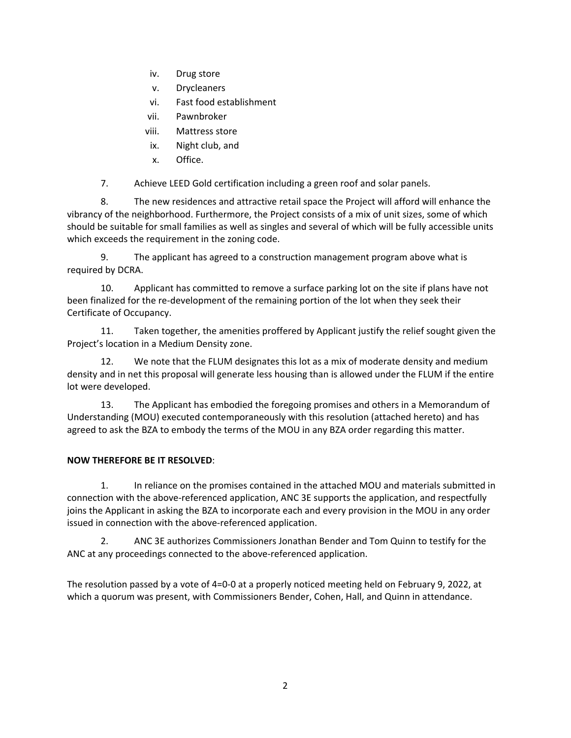iv. Drug store
   v. Drycleaners
   vi. Fast food establishment
   vii. Pawnbroker
   viii. Mattress store
   ix. Night club, and
   x. Office.

7. Achieve LEED Gold certification including a green roof and solar panels.

8. The new residences and attractive retail space the Project will afford will enhance the vibrancy of the neighborhood. Furthermore, the Project consists of a mix of unit sizes, some of which should be suitable for small families as well as singles and several of which will be fully accessible units which exceeds the requirement in the zoning code.

9. The applicant has agreed to a construction management program above what is required by DCRA.

10. Applicant has committed to remove a surface parking lot on the site if plans have not been finalized for the re-development of the remaining portion of the lot when they seek their Certificate of Occupancy.

11. Taken together, the amenities proffered by Applicant justify the relief sought given the Project's location in a Medium Density zone.

12. We note that the FLUM designates this lot as a mix of moderate density and medium density and in net this proposal will generate less housing than is allowed under the FLUM if the entire lot were developed.

13. The Applicant has embodied the foregoing promises and others in a Memorandum of Understanding (MOU) executed contemporaneously with this resolution (attached hereto) and has agreed to ask the BZA to embody the terms of the MOU in any BZA order regarding this matter.

**NOW THEREFORE BE IT RESOLVED**:

1. In reliance on the promises contained in the attached MOU and materials submitted in connection with the above-referenced application, ANC 3E supports the application, and respectfully joins the Applicant in asking the BZA to incorporate each and every provision in the MOU in any order issued in connection with the above-referenced application.

2. ANC 3E authorizes Commissioners Jonathan Bender and Tom Quinn to testify for the ANC at any proceedings connected to the above-referenced application.

The resolution passed by a vote of 4=0-0 at a properly noticed meeting held on February 9, 2022, at which a quorum was present, with Commissioners Bender, Cohen, Hall, and Quinn in attendance.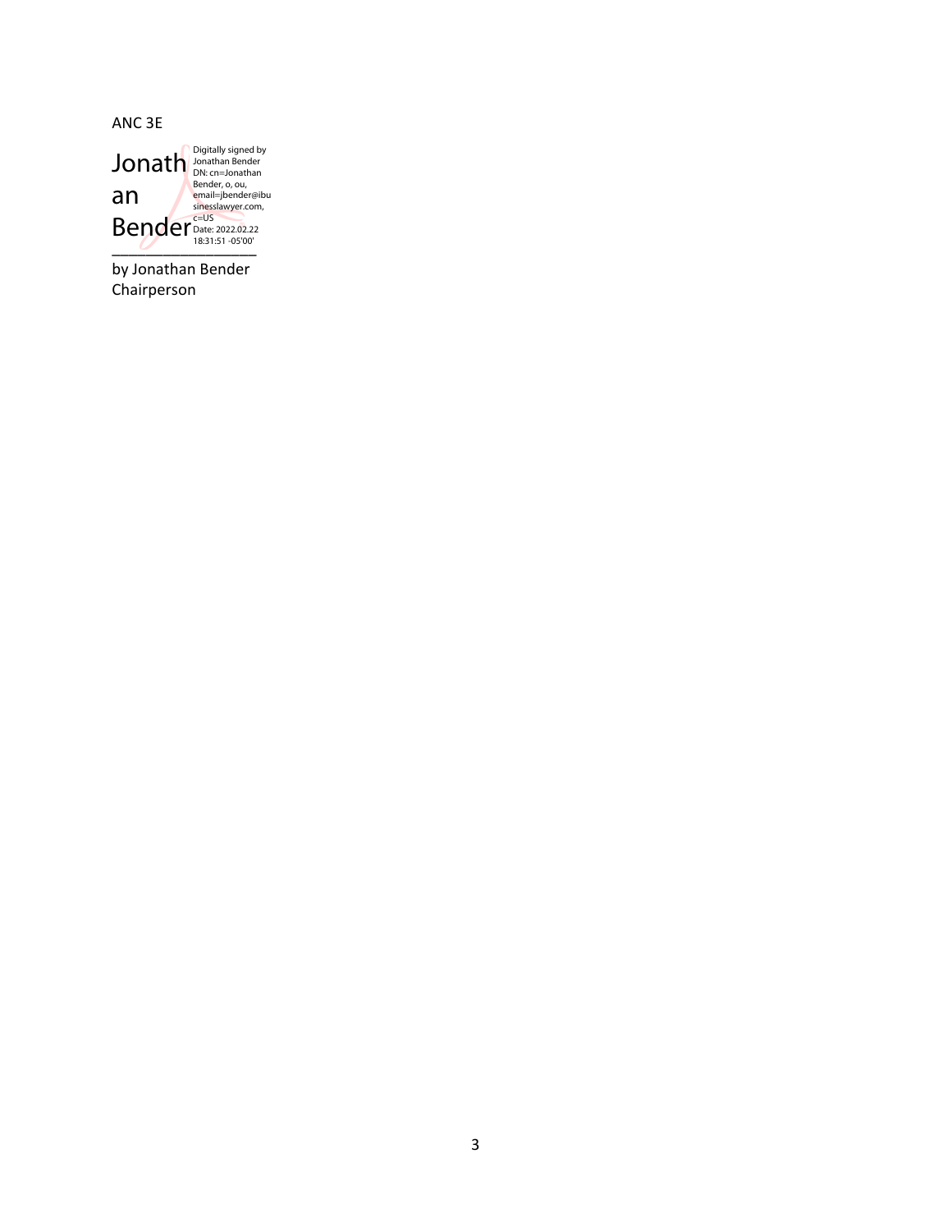ANC 3E

Jonathan Bender

Digitally signed by Jonathan Bender
DN: cn=Jonathan Bender, o, ou, email=jbender@ibusinesslawyer.com, c=US
Date: 2022.02.22 18:31:51 -05'00'

_____________________
by Jonathan Bender
Chairperson